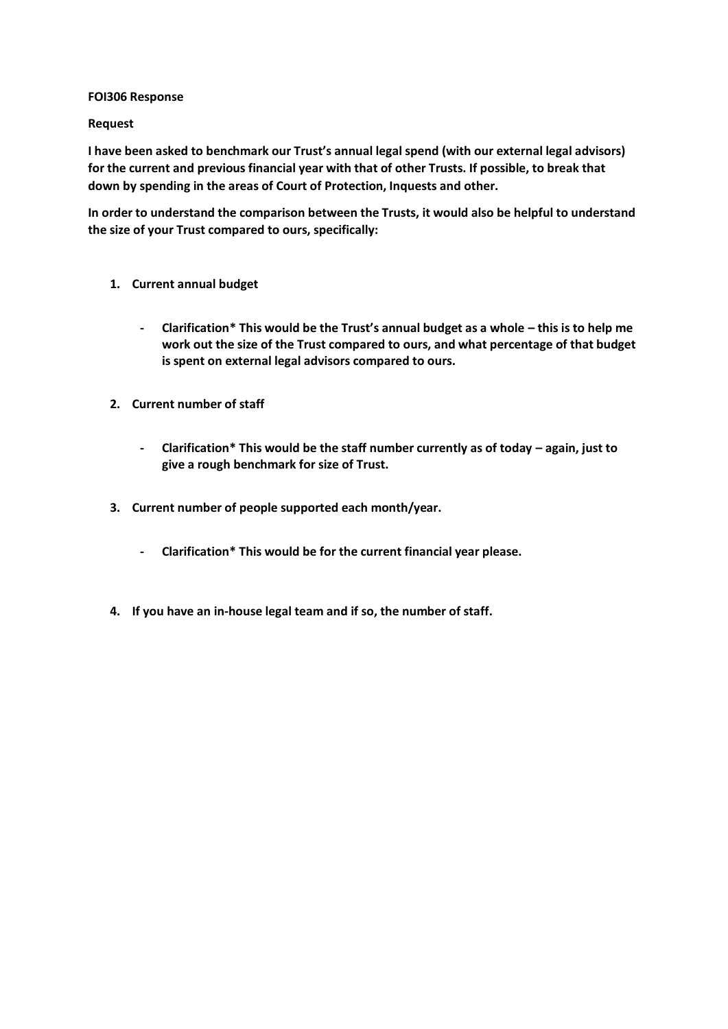**FOI306 Response**

**Request**

**I have been asked to benchmark our Trust's annual legal spend (with our external legal advisors) for the current and previous financial year with that of other Trusts. If possible, to break that down by spending in the areas of Court of Protection, Inquests and other.**

**In order to understand the comparison between the Trusts, it would also be helpful to understand the size of your Trust compared to ours, specifically:**

1. **Current annual budget**

   - **Clarification* This would be the Trust's annual budget as a whole – this is to help me work out the size of the Trust compared to ours, and what percentage of that budget is spent on external legal advisors compared to ours.**

2. **Current number of staff**

   - **Clarification* This would be the staff number currently as of today – again, just to give a rough benchmark for size of Trust.**

3. **Current number of people supported each month/year.**

   - **Clarification* This would be for the current financial year please.**

4. **If you have an in-house legal team and if so, the number of staff.**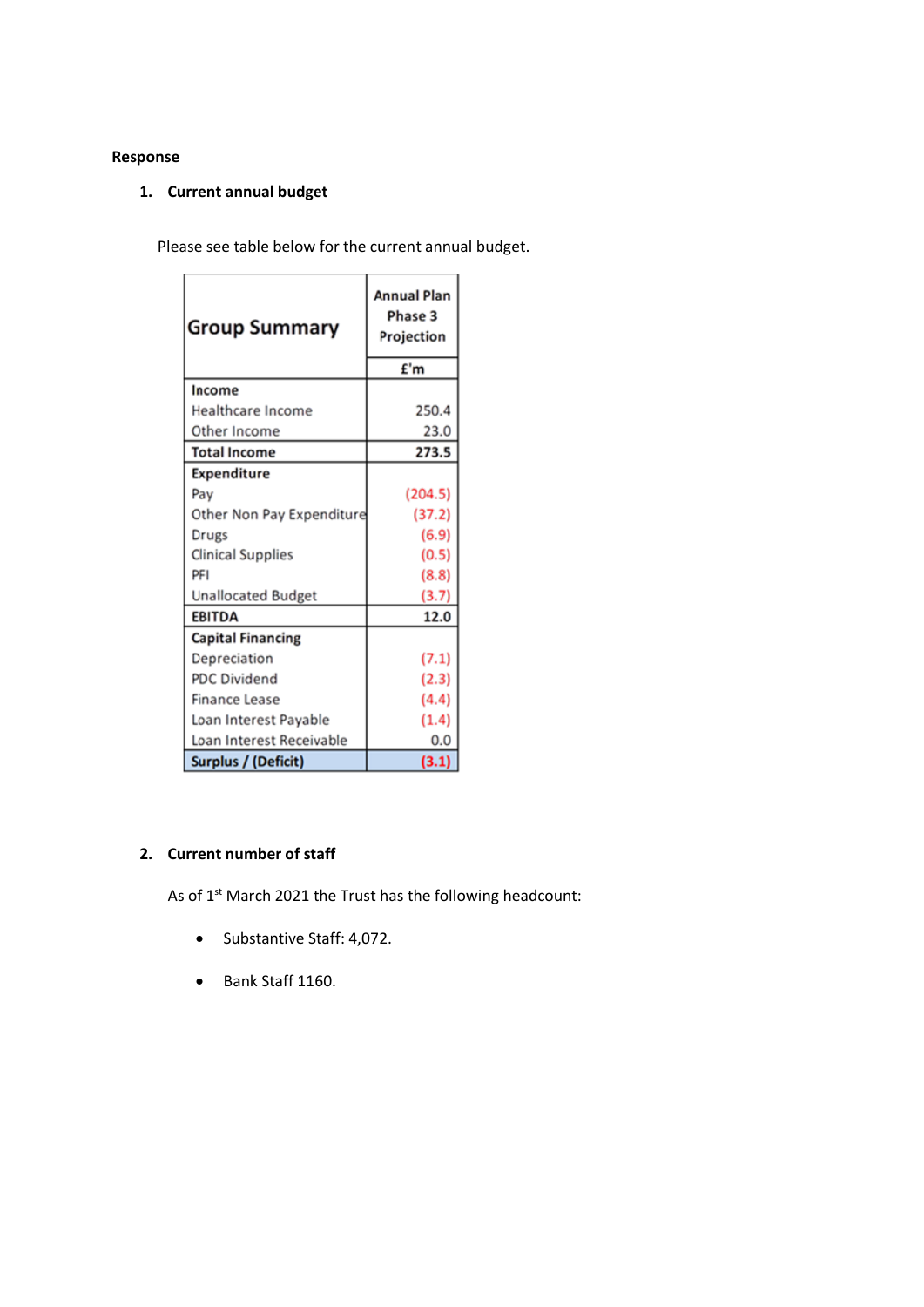**Response**

1. **Current annual budget**

Please see table below for the current annual budget.

| Group Summary | Annual Plan Phase 3 Projection |
|---|---|
| | £'m |
| **Income** | |
| Healthcare Income | 250.4 |
| Other Income | 23.0 |
| **Total Income** | **273.5** |
| **Expenditure** | |
| Pay | (204.5) |
| Other Non Pay Expenditure | (37.2) |
| Drugs | (6.9) |
| Clinical Supplies | (0.5) |
| PFI | (8.8) |
| Unallocated Budget | (3.7) |
| **EBITDA** | **12.0** |
| **Capital Financing** | |
| Depreciation | (7.1) |
| PDC Dividend | (2.3) |
| Finance Lease | (4.4) |
| Loan Interest Payable | (1.4) |
| Loan Interest Receivable | 0.0 |
| **Surplus / (Deficit)** | **(3.1)** |

2. **Current number of staff**

As of 1st March 2021 the Trust has the following headcount:

- Substantive Staff: 4,072.
- Bank Staff 1160.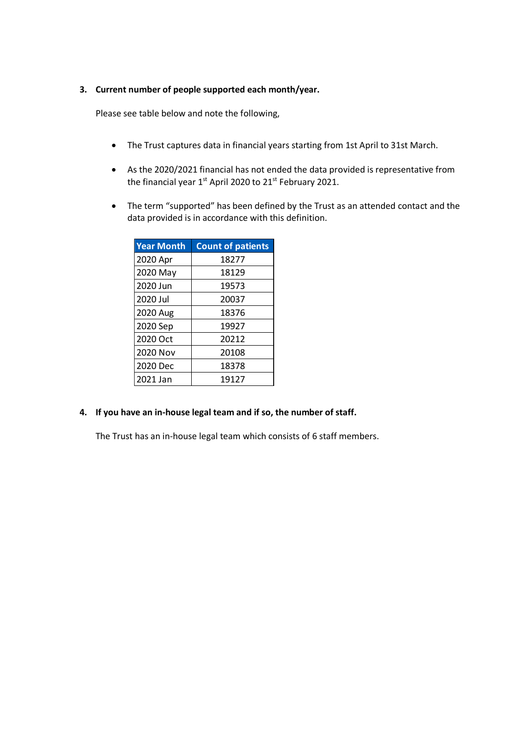3. **Current number of people supported each month/year.**

   Please see table below and note the following,

   - The Trust captures data in financial years starting from 1st April to 31st March.
   - As the 2020/2021 financial has not ended the data provided is representative from the financial year 1st April 2020 to 21st February 2021.
   - The term "supported" has been defined by the Trust as an attended contact and the data provided is in accordance with this definition.

| Year Month | Count of patients |
|---|---|
| 2020 Apr | 18277 |
| 2020 May | 18129 |
| 2020 Jun | 19573 |
| 2020 Jul | 20037 |
| 2020 Aug | 18376 |
| 2020 Sep | 19927 |
| 2020 Oct | 20212 |
| 2020 Nov | 20108 |
| 2020 Dec | 18378 |
| 2021 Jan | 19127 |

4. **If you have an in-house legal team and if so, the number of staff.**

   The Trust has an in-house legal team which consists of 6 staff members.